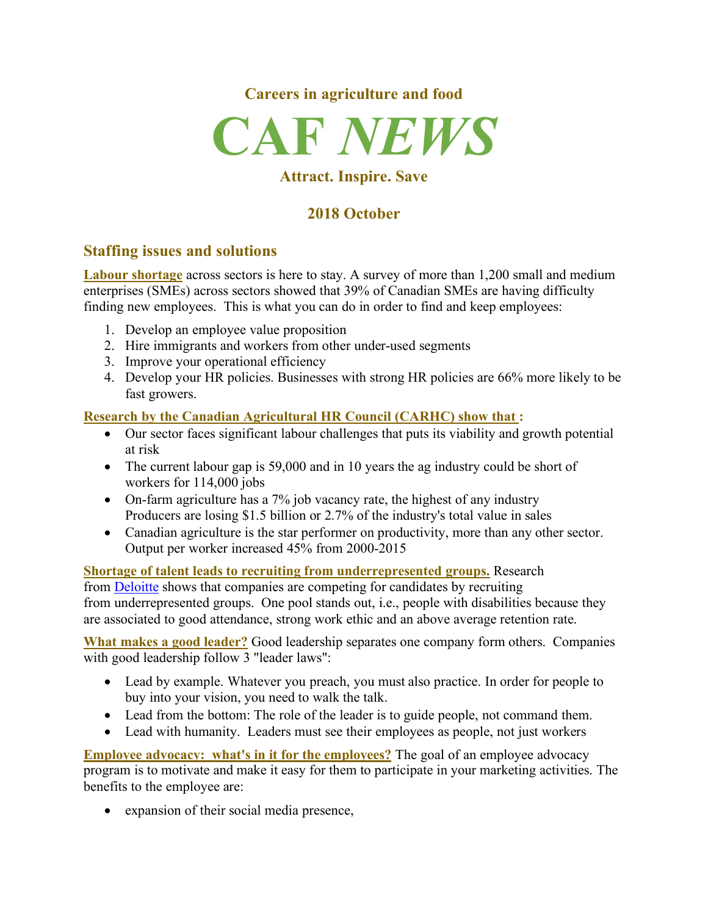**Careers in agriculture and food**

# CAF *NEWS*

**Attract. Inspire. Save**

**2018 October**

## Staffing issues and solutions

**Labour shortage** across sectors is here to stay. A survey of more than 1,200 small and medium enterprises (SMEs) across sectors showed that 39% of Canadian SMEs are having difficulty finding new employees. This is what you can do in order to find and keep employees:

1. Develop an employee value proposition
2. Hire immigrants and workers from other under-used segments
3. Improve your operational efficiency
4. Develop your HR policies. Businesses with strong HR policies are 66% more likely to be fast growers.

**Research by the Canadian Agricultural HR Council (CARHC) show that :**

- Our sector faces significant labour challenges that puts its viability and growth potential at risk
- The current labour gap is 59,000 and in 10 years the ag industry could be short of workers for 114,000 jobs
- On-farm agriculture has a 7% job vacancy rate, the highest of any industry Producers are losing $1.5 billion or 2.7% of the industry's total value in sales
- Canadian agriculture is the star performer on productivity, more than any other sector. Output per worker increased 45% from 2000-2015

**Shortage of talent leads to recruiting from underrepresented groups.** Research from Deloitte shows that companies are competing for candidates by recruiting from underrepresented groups. One pool stands out, i.e., people with disabilities because they are associated to good attendance, strong work ethic and an above average retention rate.

**What makes a good leader?** Good leadership separates one company form others. Companies with good leadership follow 3 "leader laws":

- Lead by example. Whatever you preach, you must also practice. In order for people to buy into your vision, you need to walk the talk.
- Lead from the bottom: The role of the leader is to guide people, not command them.
- Lead with humanity. Leaders must see their employees as people, not just workers

**Employee advocacy: what's in it for the employees?** The goal of an employee advocacy program is to motivate and make it easy for them to participate in your marketing activities. The benefits to the employee are:

- expansion of their social media presence,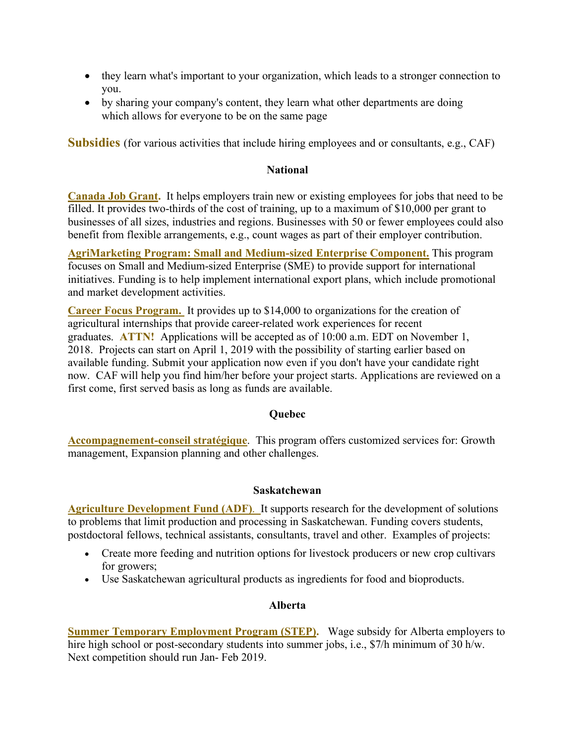- they learn what's important to your organization, which leads to a stronger connection to you.
- by sharing your company's content, they learn what other departments are doing which allows for everyone to be on the same page

## Subsidies (for various activities that include hiring employees and or consultants, e.g., CAF)

### National

**Canada Job Grant.** It helps employers train new or existing employees for jobs that need to be filled. It provides two-thirds of the cost of training, up to a maximum of $10,000 per grant to businesses of all sizes, industries and regions. Businesses with 50 or fewer employees could also benefit from flexible arrangements, e.g., count wages as part of their employer contribution.

**AgriMarketing Program: Small and Medium-sized Enterprise Component.** This program focuses on Small and Medium-sized Enterprise (SME) to provide support for international initiatives. Funding is to help implement international export plans, which include promotional and market development activities.

**Career Focus Program.** It provides up to $14,000 to organizations for the creation of agricultural internships that provide career-related work experiences for recent graduates. **ATTN!** Applications will be accepted as of 10:00 a.m. EDT on November 1, 2018. Projects can start on April 1, 2019 with the possibility of starting earlier based on available funding. Submit your application now even if you don't have your candidate right now. CAF will help you find him/her before your project starts. Applications are reviewed on a first come, first served basis as long as funds are available.

### Quebec

**Accompagnement-conseil stratégique**. This program offers customized services for: Growth management, Expansion planning and other challenges.

### Saskatchewan

**Agriculture Development Fund (ADF)**. It supports research for the development of solutions to problems that limit production and processing in Saskatchewan. Funding covers students, postdoctoral fellows, technical assistants, consultants, travel and other. Examples of projects:

- Create more feeding and nutrition options for livestock producers or new crop cultivars for growers;
- Use Saskatchewan agricultural products as ingredients for food and bioproducts.

### Alberta

**Summer Temporary Employment Program (STEP).** Wage subsidy for Alberta employers to hire high school or post-secondary students into summer jobs, i.e., $7/h minimum of 30 h/w. Next competition should run Jan- Feb 2019.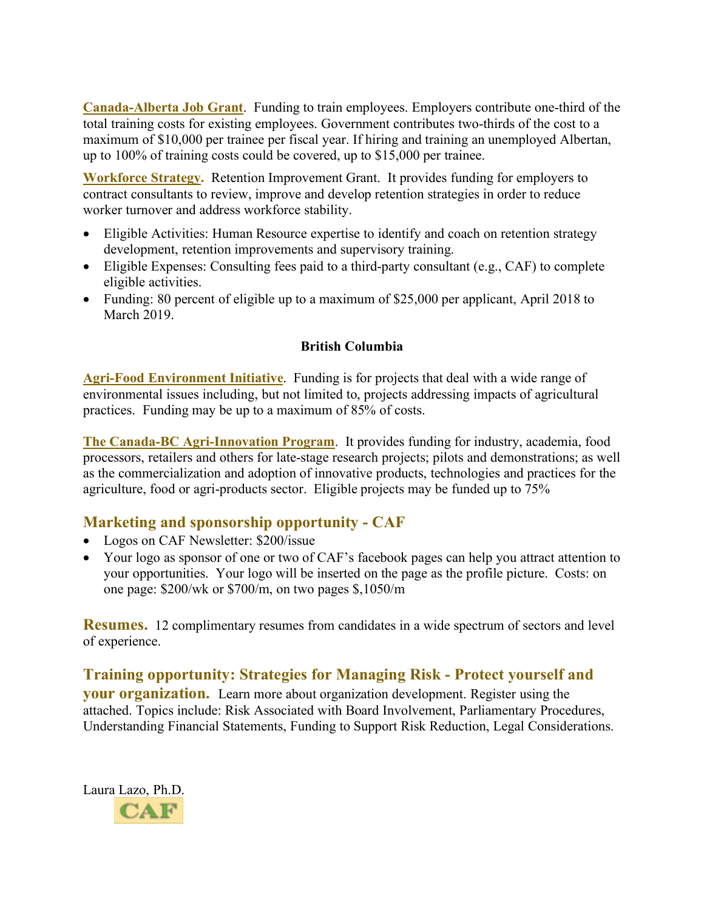**Canada-Alberta Job Grant**. Funding to train employees. Employers contribute one-third of the total training costs for existing employees. Government contributes two-thirds of the cost to a maximum of $10,000 per trainee per fiscal year. If hiring and training an unemployed Albertan, up to 100% of training costs could be covered, up to $15,000 per trainee.

**Workforce Strategy**. Retention Improvement Grant. It provides funding for employers to contract consultants to review, improve and develop retention strategies in order to reduce worker turnover and address workforce stability.

- Eligible Activities: Human Resource expertise to identify and coach on retention strategy development, retention improvements and supervisory training.
- Eligible Expenses: Consulting fees paid to a third-party consultant (e.g., CAF) to complete eligible activities.
- Funding: 80 percent of eligible up to a maximum of $25,000 per applicant, April 2018 to March 2019.

**British Columbia**

**Agri-Food Environment Initiative**. Funding is for projects that deal with a wide range of environmental issues including, but not limited to, projects addressing impacts of agricultural practices. Funding may be up to a maximum of 85% of costs.

**The Canada-BC Agri-Innovation Program**. It provides funding for industry, academia, food processors, retailers and others for late-stage research projects; pilots and demonstrations; as well as the commercialization and adoption of innovative products, technologies and practices for the agriculture, food or agri-products sector. Eligible projects may be funded up to 75%

## Marketing and sponsorship opportunity - CAF

- Logos on CAF Newsletter: $200/issue
- Your logo as sponsor of one or two of CAF's facebook pages can help you attract attention to your opportunities. Your logo will be inserted on the page as the profile picture. Costs: on one page: $200/wk or $700/m, on two pages $,1050/m

**Resumes.** 12 complimentary resumes from candidates in a wide spectrum of sectors and level of experience.

**Training opportunity: Strategies for Managing Risk - Protect yourself and your organization.** Learn more about organization development. Register using the attached. Topics include: Risk Associated with Board Involvement, Parliamentary Procedures, Understanding Financial Statements, Funding to Support Risk Reduction, Legal Considerations.

Laura Lazo, Ph.D.

CAF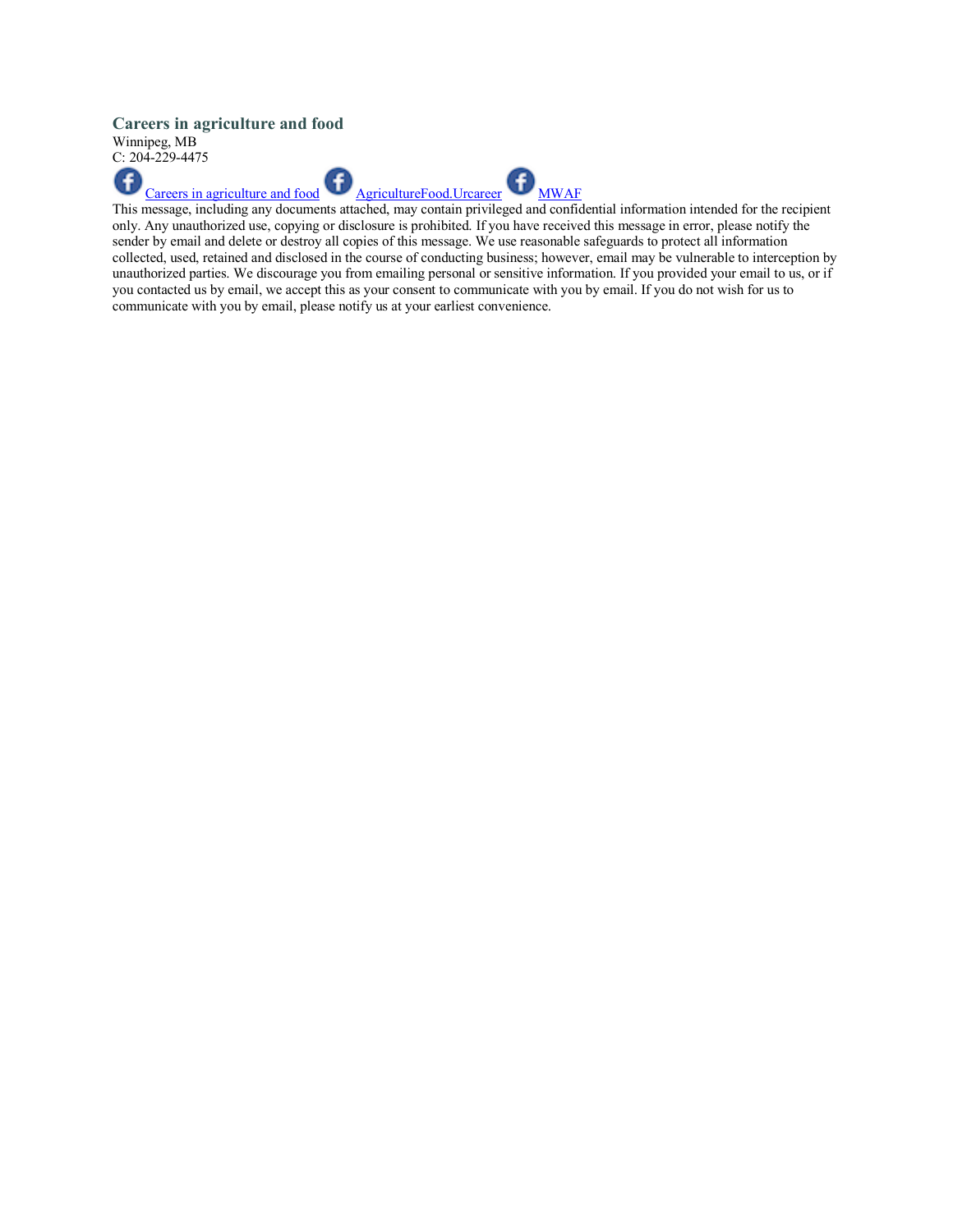**Careers in agriculture and food**
Winnipeg, MB
C: 204-229-4475

Careers in agriculture and food AgricultureFood.Urcareer MWAF

This message, including any documents attached, may contain privileged and confidential information intended for the recipient only. Any unauthorized use, copying or disclosure is prohibited. If you have received this message in error, please notify the sender by email and delete or destroy all copies of this message. We use reasonable safeguards to protect all information collected, used, retained and disclosed in the course of conducting business; however, email may be vulnerable to interception by unauthorized parties. We discourage you from emailing personal or sensitive information. If you provided your email to us, or if you contacted us by email, we accept this as your consent to communicate with you by email. If you do not wish for us to communicate with you by email, please notify us at your earliest convenience.